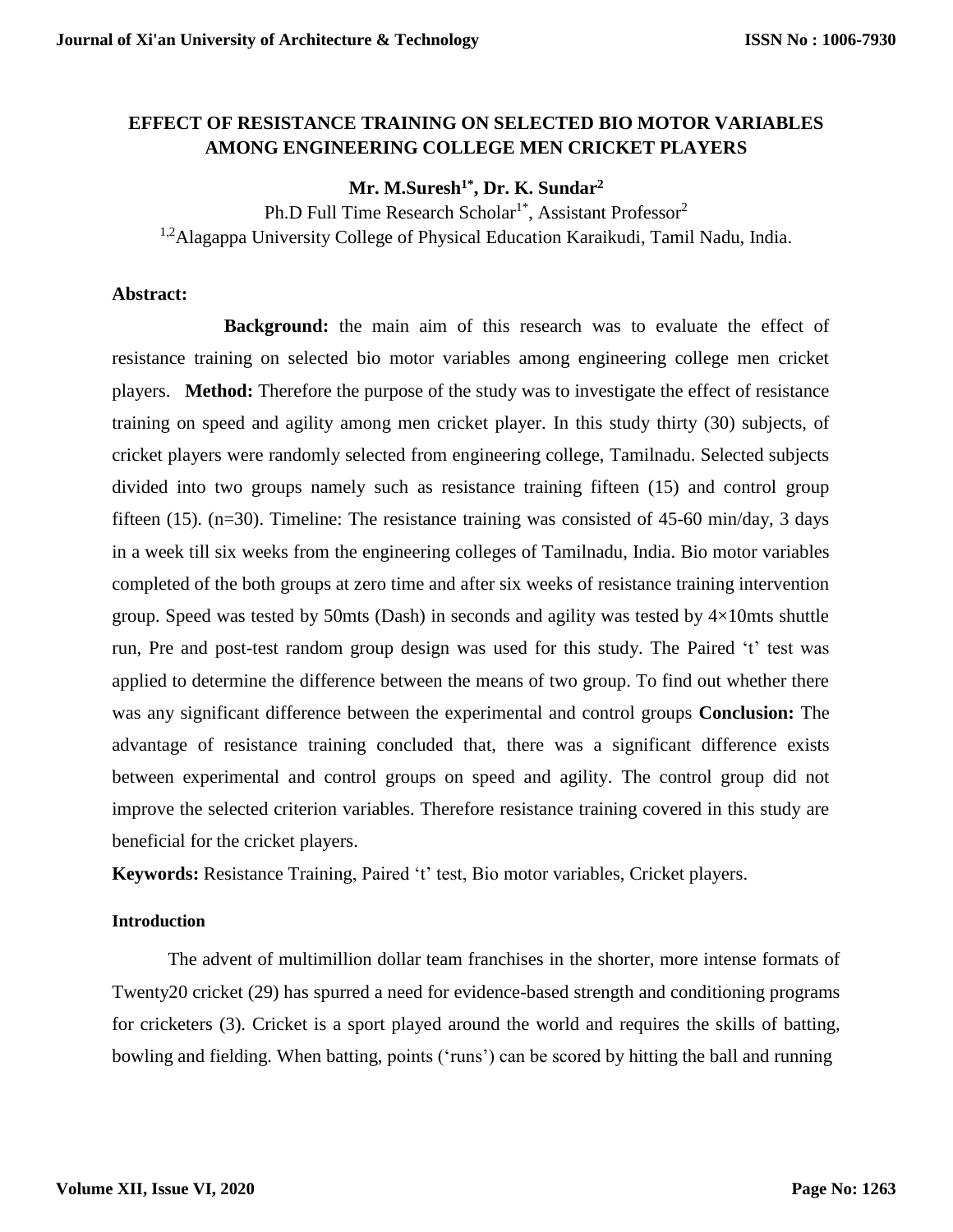# EFFECT OF RESISTANCE TRAINING ON SELECTED BIO MOTOR VARIABLES AMONG ENGINEERING COLLEGE MEN CRICKET PLAYERS

**Mr. M.Suresh[1*], Dr. K. Sundar[2]**

Ph.D Full Time Research Scholar[1*], Assistant Professor[2]

[1,2]Alagappa University College of Physical Education Karaikudi, Tamil Nadu, India.

## Abstract:

**Background:** the main aim of this research was to evaluate the effect of resistance training on selected bio motor variables among engineering college men cricket players. **Method:** Therefore the purpose of the study was to investigate the effect of resistance training on speed and agility among men cricket player. In this study thirty (30) subjects, of cricket players were randomly selected from engineering college, Tamilnadu. Selected subjects divided into two groups namely such as resistance training fifteen (15) and control group fifteen (15). (n=30). Timeline: The resistance training was consisted of 45-60 min/day, 3 days in a week till six weeks from the engineering colleges of Tamilnadu, India. Bio motor variables completed of the both groups at zero time and after six weeks of resistance training intervention group. Speed was tested by 50mts (Dash) in seconds and agility was tested by 4×10mts shuttle run, Pre and post-test random group design was used for this study. The Paired 't' test was applied to determine the difference between the means of two group. To find out whether there was any significant difference between the experimental and control groups **Conclusion:** The advantage of resistance training concluded that, there was a significant difference exists between experimental and control groups on speed and agility. The control group did not improve the selected criterion variables. Therefore resistance training covered in this study are beneficial for the cricket players.

**Keywords:** Resistance Training, Paired 't' test, Bio motor variables, Cricket players.

## Introduction

The advent of multimillion dollar team franchises in the shorter, more intense formats of Twenty20 cricket (29) has spurred a need for evidence-based strength and conditioning programs for cricketers (3). Cricket is a sport played around the world and requires the skills of batting, bowling and fielding. When batting, points ('runs') can be scored by hitting the ball and running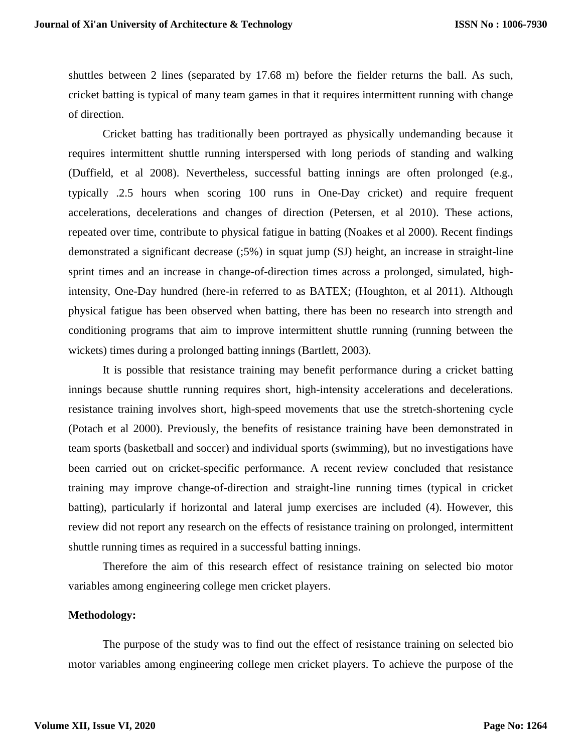shuttles between 2 lines (separated by 17.68 m) before the fielder returns the ball. As such, cricket batting is typical of many team games in that it requires intermittent running with change of direction.

Cricket batting has traditionally been portrayed as physically undemanding because it requires intermittent shuttle running interspersed with long periods of standing and walking (Duffield, et al 2008). Nevertheless, successful batting innings are often prolonged (e.g., typically .2.5 hours when scoring 100 runs in One-Day cricket) and require frequent accelerations, decelerations and changes of direction (Petersen, et al 2010). These actions, repeated over time, contribute to physical fatigue in batting (Noakes et al 2000). Recent findings demonstrated a significant decrease (;5%) in squat jump (SJ) height, an increase in straight-line sprint times and an increase in change-of-direction times across a prolonged, simulated, high-intensity, One-Day hundred (here-in referred to as BATEX; (Houghton, et al 2011). Although physical fatigue has been observed when batting, there has been no research into strength and conditioning programs that aim to improve intermittent shuttle running (running between the wickets) times during a prolonged batting innings (Bartlett, 2003).

It is possible that resistance training may benefit performance during a cricket batting innings because shuttle running requires short, high-intensity accelerations and decelerations. resistance training involves short, high-speed movements that use the stretch-shortening cycle (Potach et al 2000). Previously, the benefits of resistance training have been demonstrated in team sports (basketball and soccer) and individual sports (swimming), but no investigations have been carried out on cricket-specific performance. A recent review concluded that resistance training may improve change-of-direction and straight-line running times (typical in cricket batting), particularly if horizontal and lateral jump exercises are included (4). However, this review did not report any research on the effects of resistance training on prolonged, intermittent shuttle running times as required in a successful batting innings.

Therefore the aim of this research effect of resistance training on selected bio motor variables among engineering college men cricket players.

**Methodology:**

The purpose of the study was to find out the effect of resistance training on selected bio motor variables among engineering college men cricket players. To achieve the purpose of the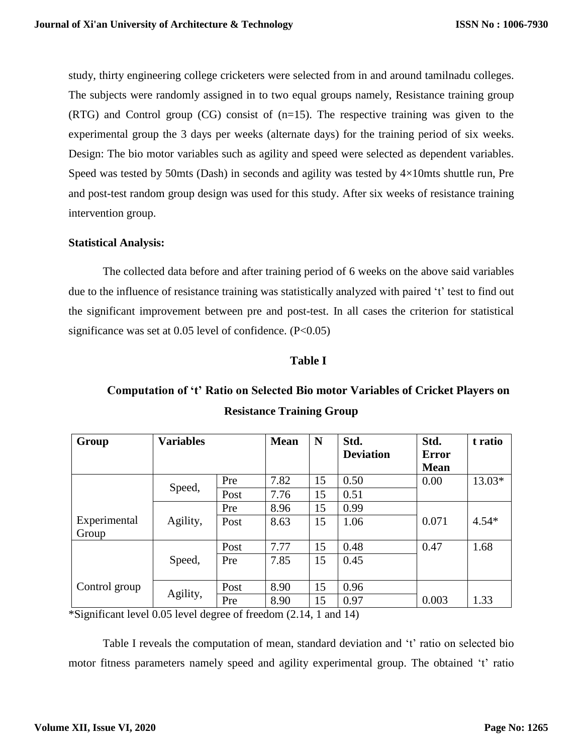study, thirty engineering college cricketers were selected from in and around tamilnadu colleges. The subjects were randomly assigned in to two equal groups namely, Resistance training group (RTG) and Control group (CG) consist of (n=15). The respective training was given to the experimental group the 3 days per weeks (alternate days) for the training period of six weeks. Design: The bio motor variables such as agility and speed were selected as dependent variables. Speed was tested by 50mts (Dash) in seconds and agility was tested by 4×10mts shuttle run, Pre and post-test random group design was used for this study. After six weeks of resistance training intervention group.

**Statistical Analysis:**

The collected data before and after training period of 6 weeks on the above said variables due to the influence of resistance training was statistically analyzed with paired 't' test to find out the significant improvement between pre and post-test. In all cases the criterion for statistical significance was set at 0.05 level of confidence. (P<0.05)

**Table I**

**Computation of 't' Ratio on Selected Bio motor Variables of Cricket Players on Resistance Training Group**

| Group | Variables | | Mean | N | Std. Deviation | Std. Error Mean | t ratio |
|---|---|---|---|---|---|---|---|
| Experimental Group | Speed, | Pre | 7.82 | 15 | 0.50 | 0.00 | 13.03* |
| | | Post | 7.76 | 15 | 0.51 | | |
| | Agility, | Pre | 8.96 | 15 | 0.99 | 0.071 | 4.54* |
| | | Post | 8.63 | 15 | 1.06 | | |
| Control group | Speed, | Post | 7.77 | 15 | 0.48 | 0.47 | 1.68 |
| | | Pre | 7.85 | 15 | 0.45 | | |
| | Agility, | Post | 8.90 | 15 | 0.96 | 0.003 | 1.33 |
| | | Pre | 8.90 | 15 | 0.97 | | |

*Significant level 0.05 level degree of freedom (2.14, 1 and 14)

Table I reveals the computation of mean, standard deviation and 't' ratio on selected bio motor fitness parameters namely speed and agility experimental group. The obtained 't' ratio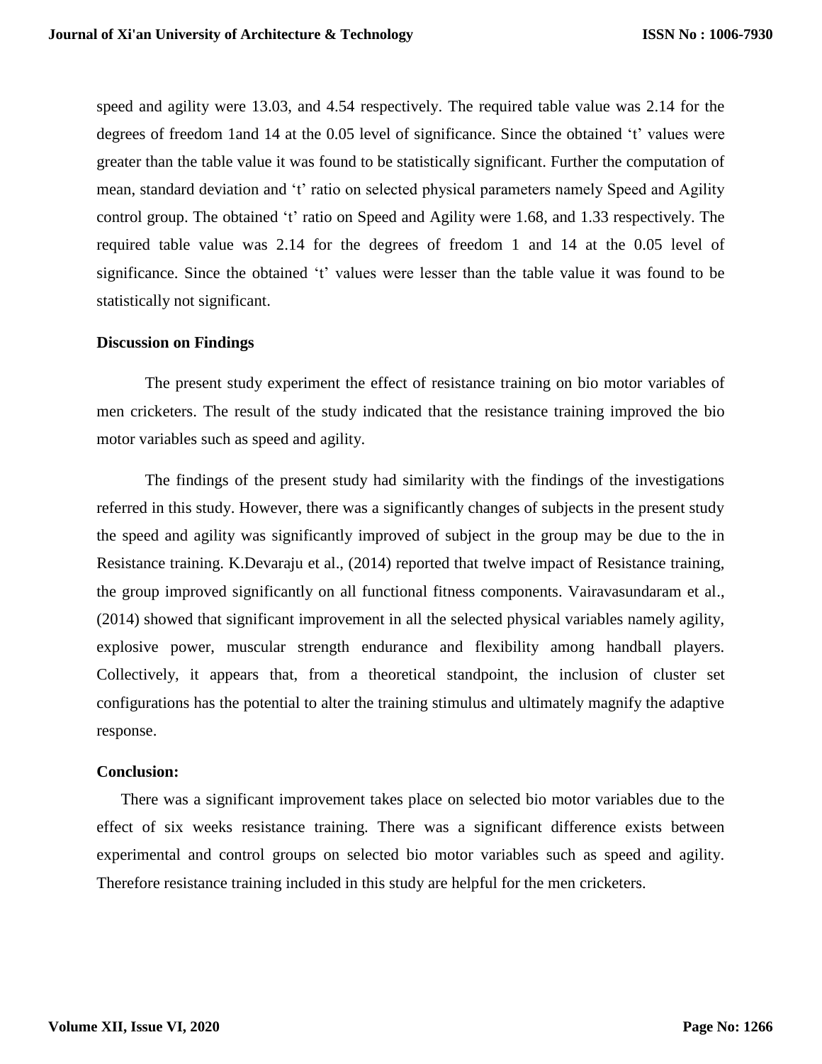speed and agility were 13.03, and 4.54 respectively. The required table value was 2.14 for the degrees of freedom 1and 14 at the 0.05 level of significance. Since the obtained 't' values were greater than the table value it was found to be statistically significant. Further the computation of mean, standard deviation and 't' ratio on selected physical parameters namely Speed and Agility control group. The obtained 't' ratio on Speed and Agility were 1.68, and 1.33 respectively. The required table value was 2.14 for the degrees of freedom 1 and 14 at the 0.05 level of significance. Since the obtained 't' values were lesser than the table value it was found to be statistically not significant.

**Discussion on Findings**

The present study experiment the effect of resistance training on bio motor variables of men cricketers. The result of the study indicated that the resistance training improved the bio motor variables such as speed and agility.

The findings of the present study had similarity with the findings of the investigations referred in this study. However, there was a significantly changes of subjects in the present study the speed and agility was significantly improved of subject in the group may be due to the in Resistance training. K.Devaraju et al., (2014) reported that twelve impact of Resistance training, the group improved significantly on all functional fitness components. Vairavasundaram et al., (2014) showed that significant improvement in all the selected physical variables namely agility, explosive power, muscular strength endurance and flexibility among handball players. Collectively, it appears that, from a theoretical standpoint, the inclusion of cluster set configurations has the potential to alter the training stimulus and ultimately magnify the adaptive response.

**Conclusion:**

There was a significant improvement takes place on selected bio motor variables due to the effect of six weeks resistance training. There was a significant difference exists between experimental and control groups on selected bio motor variables such as speed and agility. Therefore resistance training included in this study are helpful for the men cricketers.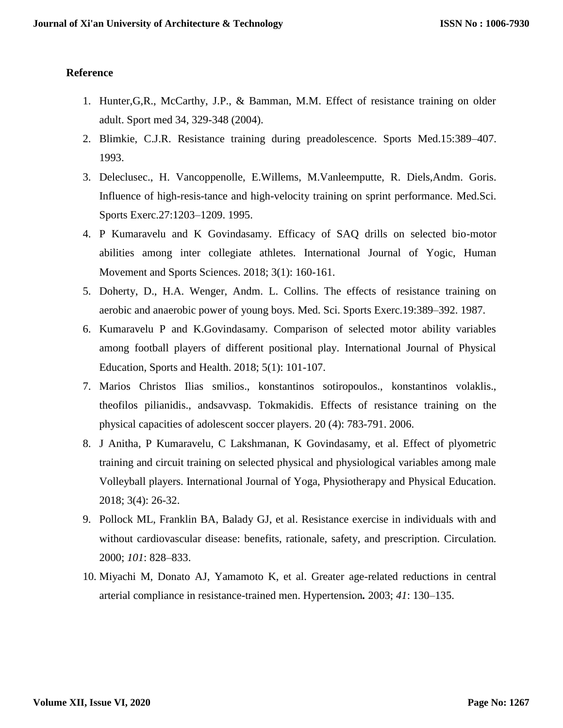## Reference

1. Hunter,G,R., McCarthy, J.P., & Bamman, M.M. Effect of resistance training on older adult. Sport med 34, 329-348 (2004).
2. Blimkie, C.J.R. Resistance training during preadolescence. Sports Med.15:389–407. 1993.
3. Deleclusec., H. Vancoppenolle, E.Willems, M.Vanleemputte, R. Diels,Andm. Goris. Influence of high-resis-tance and high-velocity training on sprint performance. Med.Sci. Sports Exerc.27:1203–1209. 1995.
4. P Kumaravelu and K Govindasamy. Efficacy of SAQ drills on selected bio-motor abilities among inter collegiate athletes. International Journal of Yogic, Human Movement and Sports Sciences. 2018; 3(1): 160-161.
5. Doherty, D., H.A. Wenger, Andm. L. Collins. The effects of resistance training on aerobic and anaerobic power of young boys. Med. Sci. Sports Exerc.19:389–392. 1987.
6. Kumaravelu P and K.Govindasamy. Comparison of selected motor ability variables among football players of different positional play. International Journal of Physical Education, Sports and Health. 2018; 5(1): 101-107.
7. Marios Christos Ilias smilios., konstantinos sotiropoulos., konstantinos volaklis., theofilos pilianidis., andsavvasp. Tokmakidis. Effects of resistance training on the physical capacities of adolescent soccer players. 20 (4): 783-791. 2006.
8. J Anitha, P Kumaravelu, C Lakshmanan, K Govindasamy, et al. Effect of plyometric training and circuit training on selected physical and physiological variables among male Volleyball players. International Journal of Yoga, Physiotherapy and Physical Education. 2018; 3(4): 26-32.
9. Pollock ML, Franklin BA, Balady GJ, et al. Resistance exercise in individuals with and without cardiovascular disease: benefits, rationale, safety, and prescription. Circulation. 2000; *101*: 828–833.
10. Miyachi M, Donato AJ, Yamamoto K, et al. Greater age-related reductions in central arterial compliance in resistance-trained men. Hypertension**.** 2003; *41*: 130–135.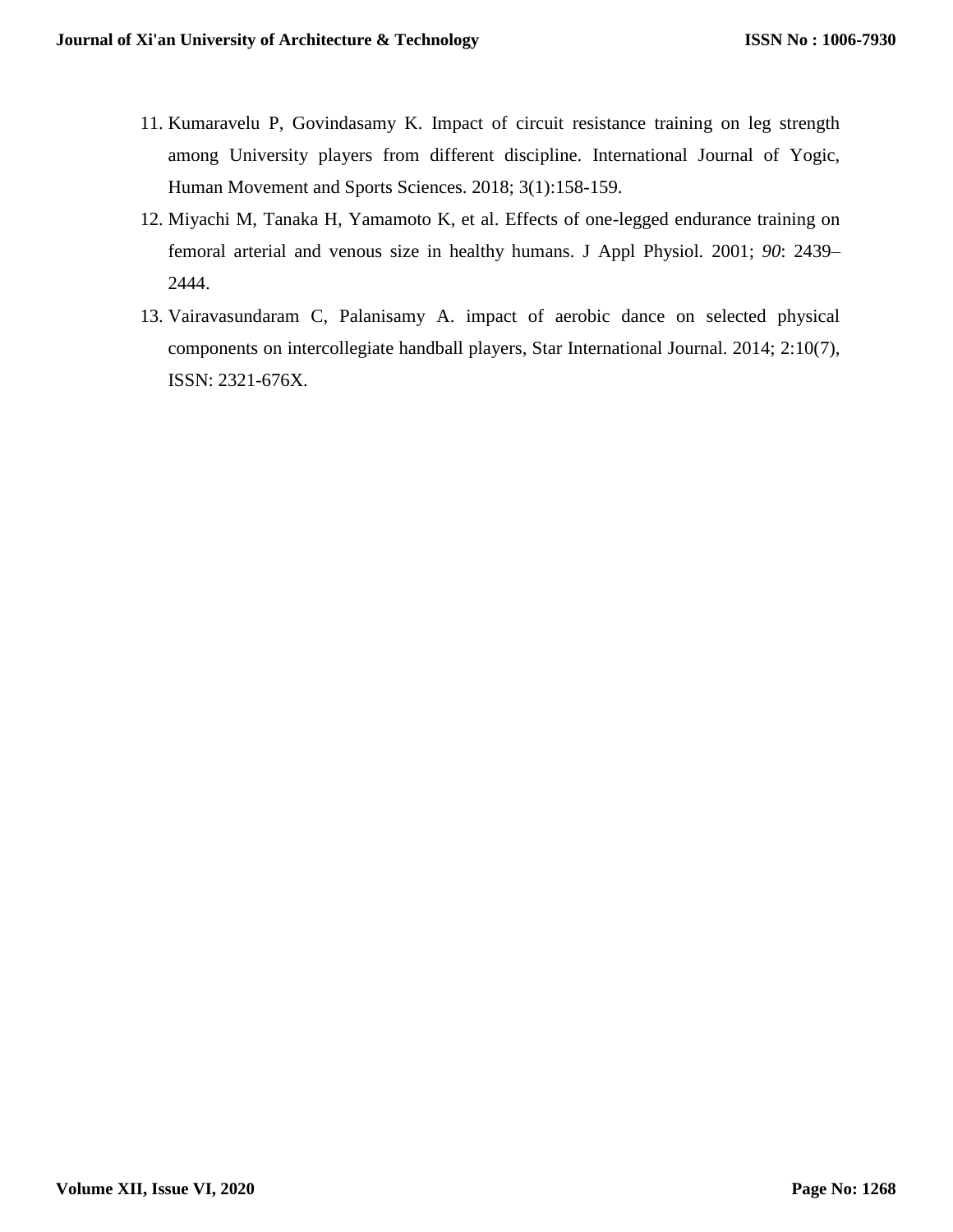11. Kumaravelu P, Govindasamy K. Impact of circuit resistance training on leg strength among University players from different discipline. International Journal of Yogic, Human Movement and Sports Sciences. 2018; 3(1):158-159.
12. Miyachi M, Tanaka H, Yamamoto K, et al. Effects of one-legged endurance training on femoral arterial and venous size in healthy humans. J Appl Physiol. 2001; *90*: 2439–2444.
13. Vairavasundaram C, Palanisamy A. impact of aerobic dance on selected physical components on intercollegiate handball players, Star International Journal. 2014; 2:10(7), ISSN: 2321-676X.